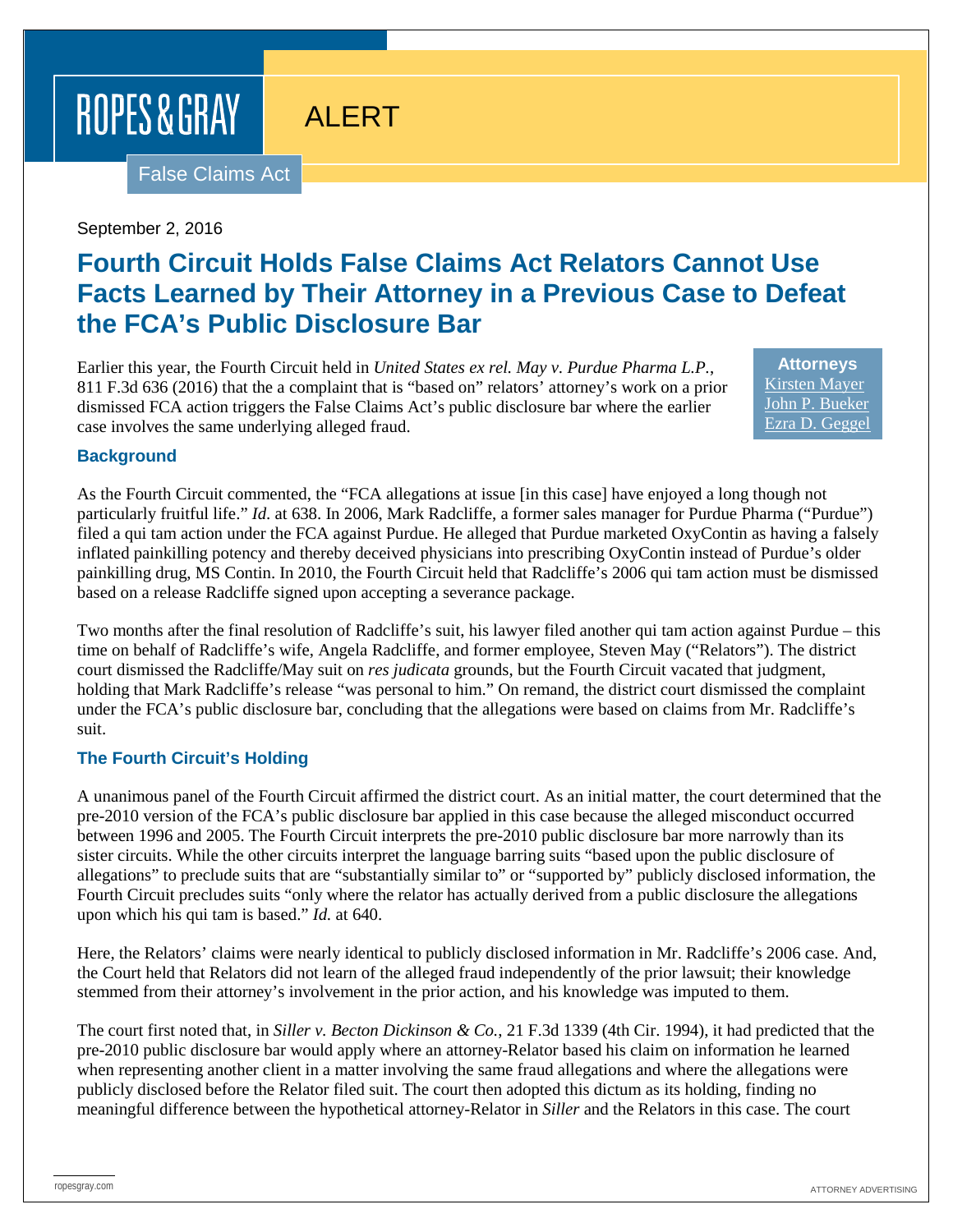ROPES & GRAY

ALERT

False Claims Act

September 2, 2016

# Fourth Circuit Holds False Claims Act Relators Cannot Use Facts Learned by Their Attorney in a Previous Case to Defeat the FCA's Public Disclosure Bar

**Attorneys**
Kirsten Mayer
John P. Bueker
Ezra D. Geggel

Earlier this year, the Fourth Circuit held in *United States ex rel. May v. Purdue Pharma L.P.*, 811 F.3d 636 (2016) that the a complaint that is "based on" relators' attorney's work on a prior dismissed FCA action triggers the False Claims Act's public disclosure bar where the earlier case involves the same underlying alleged fraud.

## Background

As the Fourth Circuit commented, the "FCA allegations at issue [in this case] have enjoyed a long though not particularly fruitful life." *Id.* at 638. In 2006, Mark Radcliffe, a former sales manager for Purdue Pharma ("Purdue") filed a qui tam action under the FCA against Purdue. He alleged that Purdue marketed OxyContin as having a falsely inflated painkilling potency and thereby deceived physicians into prescribing OxyContin instead of Purdue's older painkilling drug, MS Contin. In 2010, the Fourth Circuit held that Radcliffe's 2006 qui tam action must be dismissed based on a release Radcliffe signed upon accepting a severance package.

Two months after the final resolution of Radcliffe's suit, his lawyer filed another qui tam action against Purdue – this time on behalf of Radcliffe's wife, Angela Radcliffe, and former employee, Steven May ("Relators"). The district court dismissed the Radcliffe/May suit on *res judicata* grounds, but the Fourth Circuit vacated that judgment, holding that Mark Radcliffe's release "was personal to him." On remand, the district court dismissed the complaint under the FCA's public disclosure bar, concluding that the allegations were based on claims from Mr. Radcliffe's suit.

## The Fourth Circuit's Holding

A unanimous panel of the Fourth Circuit affirmed the district court. As an initial matter, the court determined that the pre-2010 version of the FCA's public disclosure bar applied in this case because the alleged misconduct occurred between 1996 and 2005. The Fourth Circuit interprets the pre-2010 public disclosure bar more narrowly than its sister circuits. While the other circuits interpret the language barring suits "based upon the public disclosure of allegations" to preclude suits that are "substantially similar to" or "supported by" publicly disclosed information, the Fourth Circuit precludes suits "only where the relator has actually derived from a public disclosure the allegations upon which his qui tam is based." *Id.* at 640.

Here, the Relators' claims were nearly identical to publicly disclosed information in Mr. Radcliffe's 2006 case. And, the Court held that Relators did not learn of the alleged fraud independently of the prior lawsuit; their knowledge stemmed from their attorney's involvement in the prior action, and his knowledge was imputed to them.

The court first noted that, in *Siller v. Becton Dickinson & Co.*, 21 F.3d 1339 (4th Cir. 1994), it had predicted that the pre-2010 public disclosure bar would apply where an attorney-Relator based his claim on information he learned when representing another client in a matter involving the same fraud allegations and where the allegations were publicly disclosed before the Relator filed suit. The court then adopted this dictum as its holding, finding no meaningful difference between the hypothetical attorney-Relator in *Siller* and the Relators in this case. The court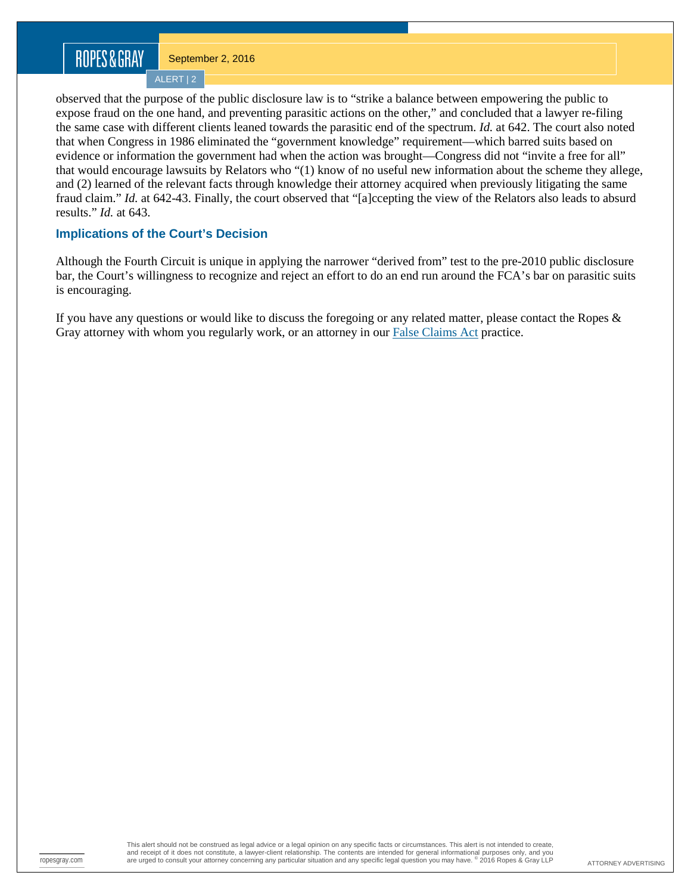observed that the purpose of the public disclosure law is to "strike a balance between empowering the public to expose fraud on the one hand, and preventing parasitic actions on the other," and concluded that a lawyer re-filing the same case with different clients leaned towards the parasitic end of the spectrum. *Id.* at 642. The court also noted that when Congress in 1986 eliminated the "government knowledge" requirement—which barred suits based on evidence or information the government had when the action was brought—Congress did not "invite a free for all" that would encourage lawsuits by Relators who "(1) know of no useful new information about the scheme they allege, and (2) learned of the relevant facts through knowledge their attorney acquired when previously litigating the same fraud claim." *Id.* at 642-43. Finally, the court observed that "[a]ccepting the view of the Relators also leads to absurd results." *Id.* at 643.

### Implications of the Court's Decision

Although the Fourth Circuit is unique in applying the narrower "derived from" test to the pre-2010 public disclosure bar, the Court's willingness to recognize and reject an effort to do an end run around the FCA's bar on parasitic suits is encouraging.

If you have any questions or would like to discuss the foregoing or any related matter, please contact the Ropes & Gray attorney with whom you regularly work, or an attorney in our False Claims Act practice.